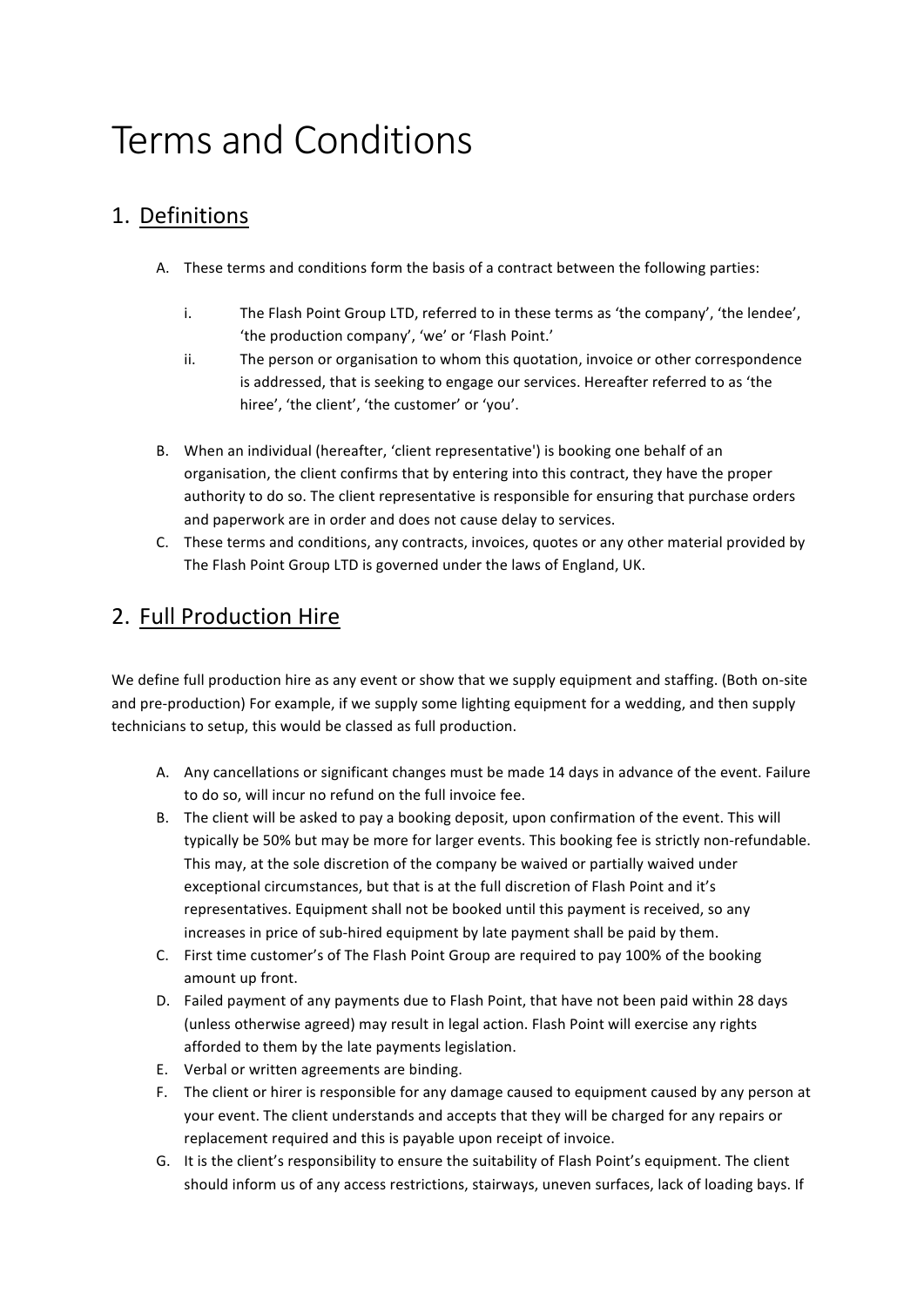# Terms and Conditions

## 1. Definitions

A. These terms and conditions form the basis of a contract between the following parties:

   i. The Flash Point Group LTD, referred to in these terms as 'the company', 'the lendee', 'the production company', 'we' or 'Flash Point.'

   ii. The person or organisation to whom this quotation, invoice or other correspondence is addressed, that is seeking to engage our services. Hereafter referred to as 'the hiree', 'the client', 'the customer' or 'you'.

B. When an individual (hereafter, 'client representative') is booking one behalf of an organisation, the client confirms that by entering into this contract, they have the proper authority to do so. The client representative is responsible for ensuring that purchase orders and paperwork are in order and does not cause delay to services.

C. These terms and conditions, any contracts, invoices, quotes or any other material provided by The Flash Point Group LTD is governed under the laws of England, UK.

## 2. Full Production Hire

We define full production hire as any event or show that we supply equipment and staffing. (Both on-site and pre-production) For example, if we supply some lighting equipment for a wedding, and then supply technicians to setup, this would be classed as full production.

A. Any cancellations or significant changes must be made 14 days in advance of the event. Failure to do so, will incur no refund on the full invoice fee.

B. The client will be asked to pay a booking deposit, upon confirmation of the event. This will typically be 50% but may be more for larger events. This booking fee is strictly non-refundable. This may, at the sole discretion of the company be waived or partially waived under exceptional circumstances, but that is at the full discretion of Flash Point and it's representatives. Equipment shall not be booked until this payment is received, so any increases in price of sub-hired equipment by late payment shall be paid by them.

C. First time customer's of The Flash Point Group are required to pay 100% of the booking amount up front.

D. Failed payment of any payments due to Flash Point, that have not been paid within 28 days (unless otherwise agreed) may result in legal action. Flash Point will exercise any rights afforded to them by the late payments legislation.

E. Verbal or written agreements are binding.

F. The client or hirer is responsible for any damage caused to equipment caused by any person at your event. The client understands and accepts that they will be charged for any repairs or replacement required and this is payable upon receipt of invoice.

G. It is the client's responsibility to ensure the suitability of Flash Point's equipment. The client should inform us of any access restrictions, stairways, uneven surfaces, lack of loading bays. If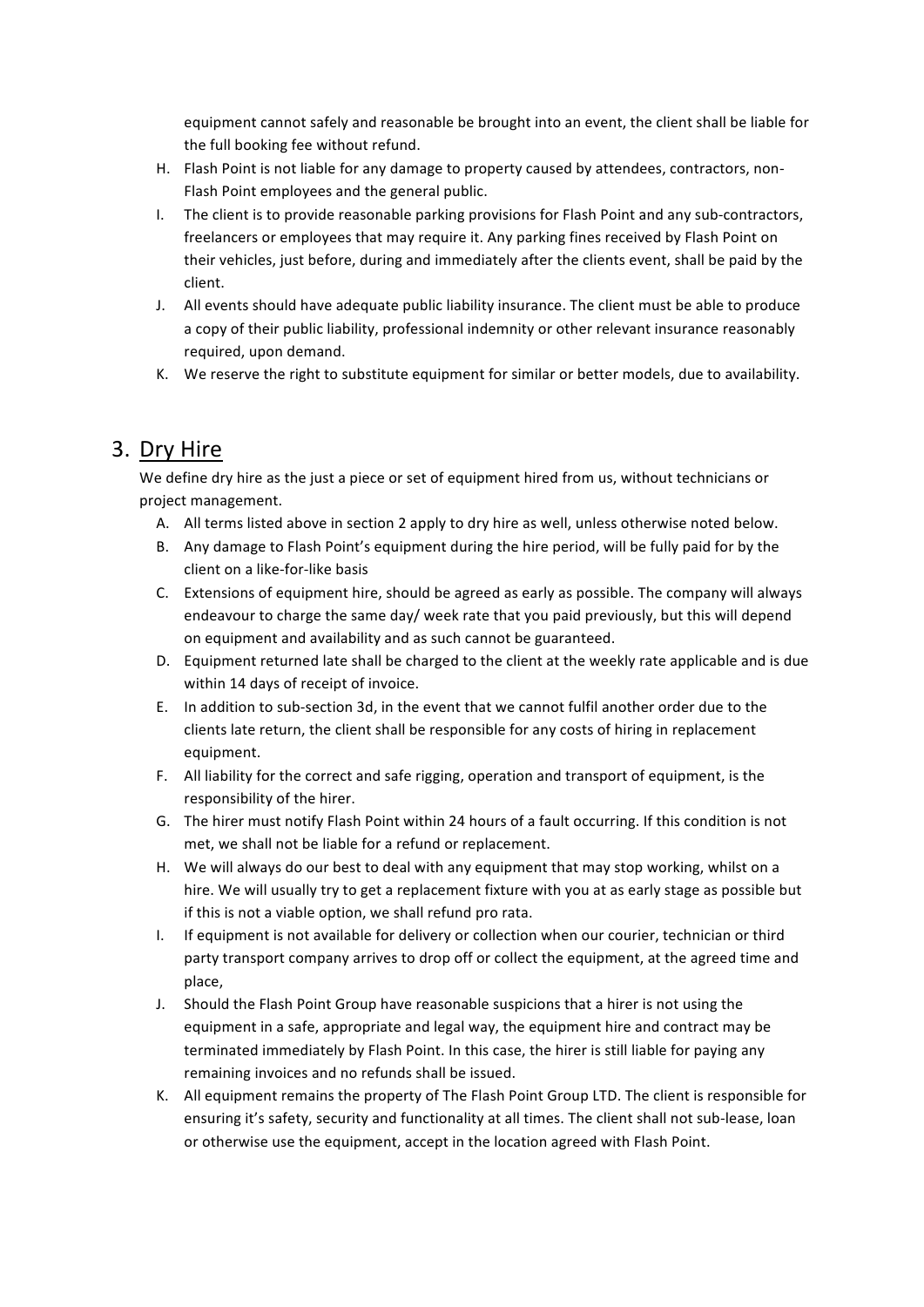equipment cannot safely and reasonable be brought into an event, the client shall be liable for the full booking fee without refund.

H. Flash Point is not liable for any damage to property caused by attendees, contractors, non-Flash Point employees and the general public.
I. The client is to provide reasonable parking provisions for Flash Point and any sub-contractors, freelancers or employees that may require it. Any parking fines received by Flash Point on their vehicles, just before, during and immediately after the clients event, shall be paid by the client.
J. All events should have adequate public liability insurance. The client must be able to produce a copy of their public liability, professional indemnity or other relevant insurance reasonably required, upon demand.
K. We reserve the right to substitute equipment for similar or better models, due to availability.

## 3. Dry Hire

We define dry hire as the just a piece or set of equipment hired from us, without technicians or project management.

A. All terms listed above in section 2 apply to dry hire as well, unless otherwise noted below.
B. Any damage to Flash Point's equipment during the hire period, will be fully paid for by the client on a like-for-like basis
C. Extensions of equipment hire, should be agreed as early as possible. The company will always endeavour to charge the same day/ week rate that you paid previously, but this will depend on equipment and availability and as such cannot be guaranteed.
D. Equipment returned late shall be charged to the client at the weekly rate applicable and is due within 14 days of receipt of invoice.
E. In addition to sub-section 3d, in the event that we cannot fulfil another order due to the clients late return, the client shall be responsible for any costs of hiring in replacement equipment.
F. All liability for the correct and safe rigging, operation and transport of equipment, is the responsibility of the hirer.
G. The hirer must notify Flash Point within 24 hours of a fault occurring. If this condition is not met, we shall not be liable for a refund or replacement.
H. We will always do our best to deal with any equipment that may stop working, whilst on a hire. We will usually try to get a replacement fixture with you at as early stage as possible but if this is not a viable option, we shall refund pro rata.
I. If equipment is not available for delivery or collection when our courier, technician or third party transport company arrives to drop off or collect the equipment, at the agreed time and place,
J. Should the Flash Point Group have reasonable suspicions that a hirer is not using the equipment in a safe, appropriate and legal way, the equipment hire and contract may be terminated immediately by Flash Point. In this case, the hirer is still liable for paying any remaining invoices and no refunds shall be issued.
K. All equipment remains the property of The Flash Point Group LTD. The client is responsible for ensuring it's safety, security and functionality at all times. The client shall not sub-lease, loan or otherwise use the equipment, accept in the location agreed with Flash Point.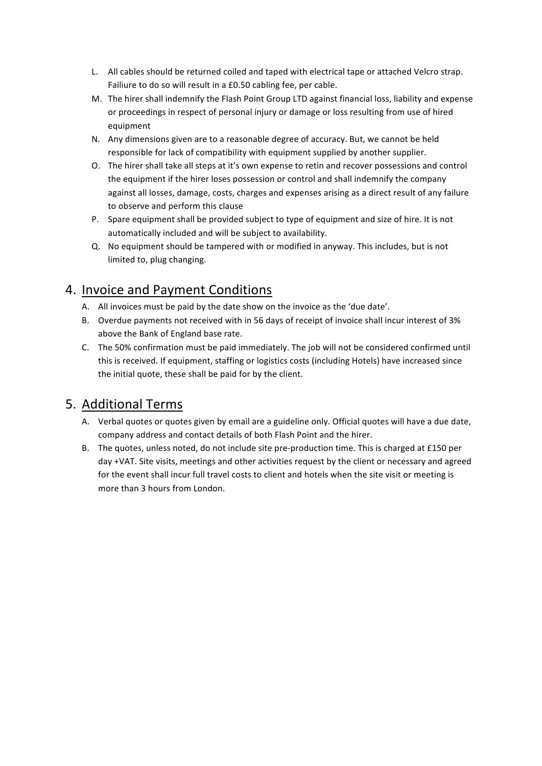L. All cables should be returned coiled and taped with electrical tape or attached Velcro strap. Failiure to do so will result in a £0.50 cabling fee, per cable.

M. The hirer shall indemnify the Flash Point Group LTD against financial loss, liability and expense or proceedings in respect of personal injury or damage or loss resulting from use of hired equipment

N. Any dimensions given are to a reasonable degree of accuracy. But, we cannot be held responsible for lack of compatibility with equipment supplied by another supplier.

O. The hirer shall take all steps at it's own expense to retin and recover possessions and control the equipment if the hirer loses possession or control and shall indemnify the company against all losses, damage, costs, charges and expenses arising as a direct result of any failure to observe and perform this clause

P. Spare equipment shall be provided subject to type of equipment and size of hire. It is not automatically included and will be subject to availability.

Q. No equipment should be tampered with or modified in anyway. This includes, but is not limited to, plug changing.

## 4. Invoice and Payment Conditions

A. All invoices must be paid by the date show on the invoice as the 'due date'.

B. Overdue payments not received with in 56 days of receipt of invoice shall incur interest of 3% above the Bank of England base rate.

C. The 50% confirmation must be paid immediately. The job will not be considered confirmed until this is received. If equipment, staffing or logistics costs (including Hotels) have increased since the initial quote, these shall be paid for by the client.

## 5. Additional Terms

A. Verbal quotes or quotes given by email are a guideline only. Official quotes will have a due date, company address and contact details of both Flash Point and the hirer.

B. The quotes, unless noted, do not include site pre-production time. This is charged at £150 per day +VAT. Site visits, meetings and other activities request by the client or necessary and agreed for the event shall incur full travel costs to client and hotels when the site visit or meeting is more than 3 hours from London.